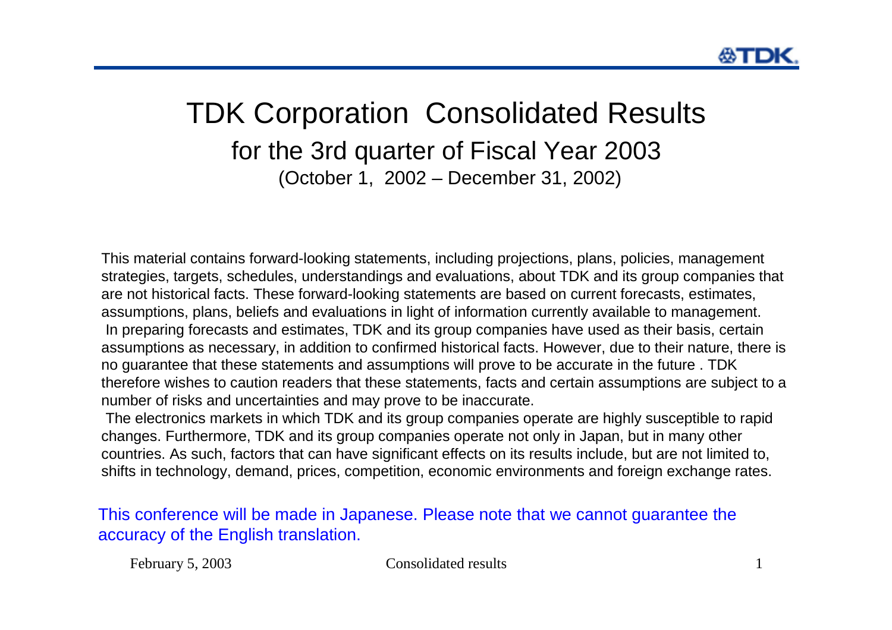# TDK Corporation Consolidated Results

## for the 3rd quarter of Fiscal Year 2003

(October 1, 2002 – December 31, 2002)

This material contains forward-looking statements, including projections, plans, policies, management strategies, targets, schedules, understandings and evaluations, about TDK and its group companies that are not historical facts. These forward-looking statements are based on current forecasts, estimates, assumptions, plans, beliefs and evaluations in light of information currently available to management. In preparing forecasts and estimates, TDK and its group companies have used as their basis, certain assumptions as necessary, in addition to confirmed historical facts. However, due to their nature, there is no guarantee that these statements and assumptions will prove to be accurate in the future . TDK therefore wishes to caution readers that these statements, facts and certain assumptions are subject to a number of risks and uncertainties and may prove to be inaccurate.
The electronics markets in which TDK and its group companies operate are highly susceptible to rapid changes. Furthermore, TDK and its group companies operate not only in Japan, but in many other countries. As such, factors that can have significant effects on its results include, but are not limited to, shifts in technology, demand, prices, competition, economic environments and foreign exchange rates.

This conference will be made in Japanese. Please note that we cannot guarantee the accuracy of the English translation.

February 5, 2003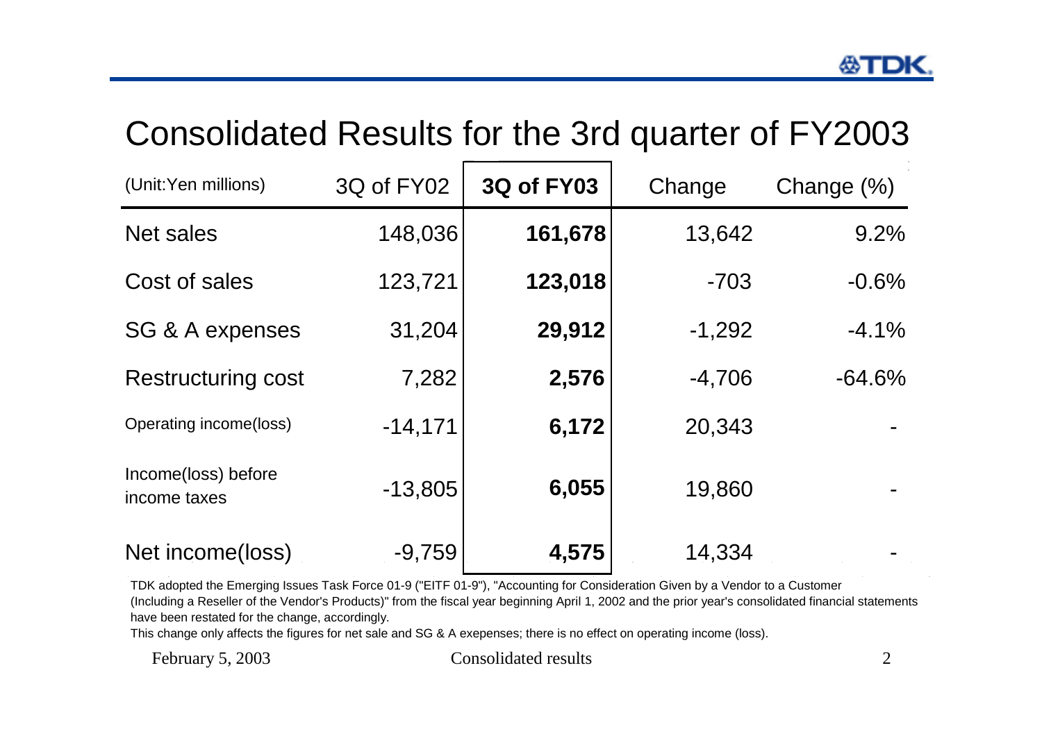# Consolidated Results for the 3rd quarter of FY2003

| (Unit:Yen millions) | 3Q of FY02 | **3Q of FY03** | Change | Change (%) |
|---|---|---|---|---|
| Net sales | 148,036 | **161,678** | 13,642 | 9.2% |
| Cost of sales | 123,721 | **123,018** | -703 | -0.6% |
| SG & A expenses | 31,204 | **29,912** | -1,292 | -4.1% |
| Restructuring cost | 7,282 | **2,576** | -4,706 | -64.6% |
| Operating income(loss) | -14,171 | **6,172** | 20,343 | - |
| Income(loss) before income taxes | -13,805 | **6,055** | 19,860 | - |
| Net income(loss) | -9,759 | **4,575** | 14,334 | - |

TDK adopted the Emerging Issues Task Force 01-9 ("EITF 01-9"), "Accounting for Consideration Given by a Vendor to a Customer (Including a Reseller of the Vendor's Products)" from the fiscal year beginning April 1, 2002 and the prior year's consolidated financial statements have been restated for the change, accordingly.

This change only affects the figures for net sale and SG & A exepenses; there is no effect on operating income (loss).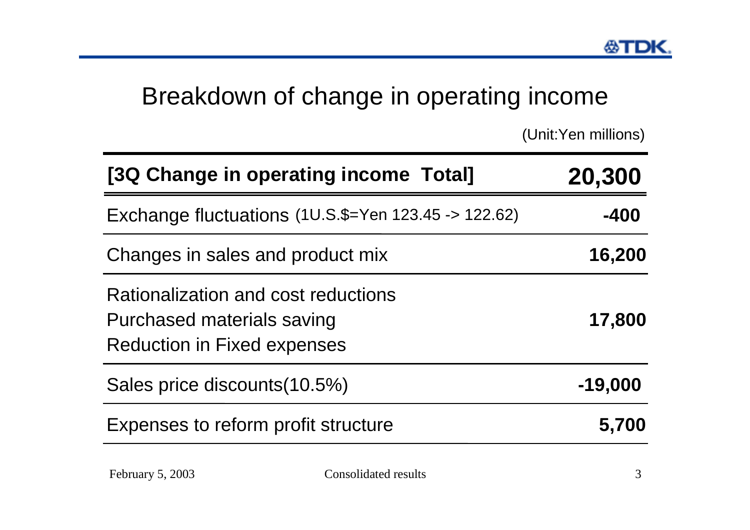# Breakdown of change in operating income

(Unit:Yen millions)

| [3Q Change in operating income Total] | 20,300 |
|---|---|
| Exchange fluctuations (1U.S.$=Yen 123.45 -> 122.62) | -400 |
| Changes in sales and product mix | 16,200 |
| Rationalization and cost reductions<br>Purchased materials saving<br>Reduction in Fixed expenses | 17,800 |
| Sales price discounts(10.5%) | -19,000 |
| Expenses to reform profit structure | 5,700 |

February 5, 2003 Consolidated results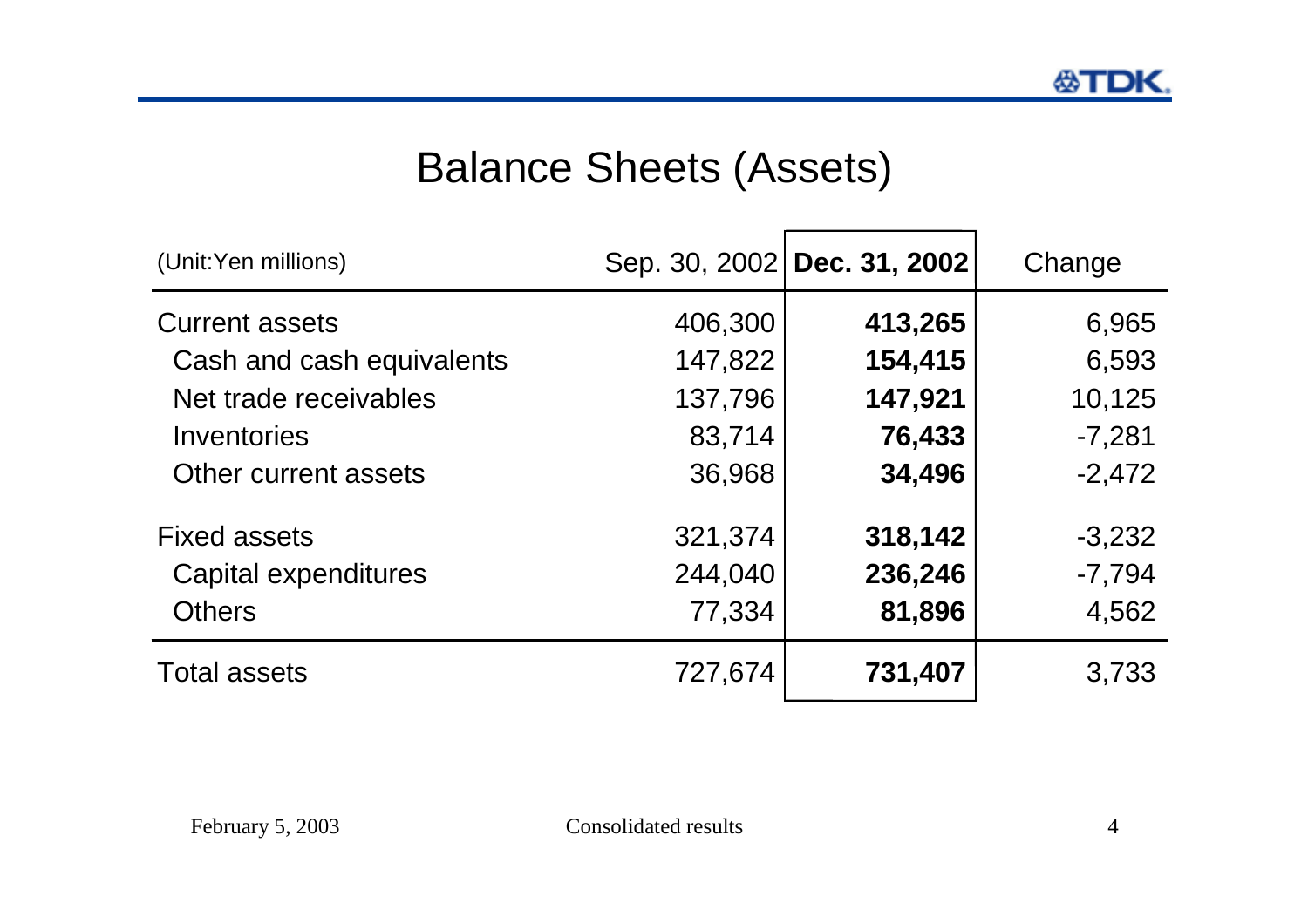# Balance Sheets (Assets)

| (Unit:Yen millions) | Sep. 30, 2002 | **Dec. 31, 2002** | Change |
|---|---|---|---|
| Current assets | 406,300 | **413,265** | 6,965 |
| Cash and cash equivalents | 147,822 | **154,415** | 6,593 |
| Net trade receivables | 137,796 | **147,921** | 10,125 |
| Inventories | 83,714 | **76,433** | -7,281 |
| Other current assets | 36,968 | **34,496** | -2,472 |
| Fixed assets | 321,374 | **318,142** | -3,232 |
| Capital expenditures | 244,040 | **236,246** | -7,794 |
| Others | 77,334 | **81,896** | 4,562 |
| Total assets | 727,674 | **731,407** | 3,733 |

February 5, 2003 Consolidated results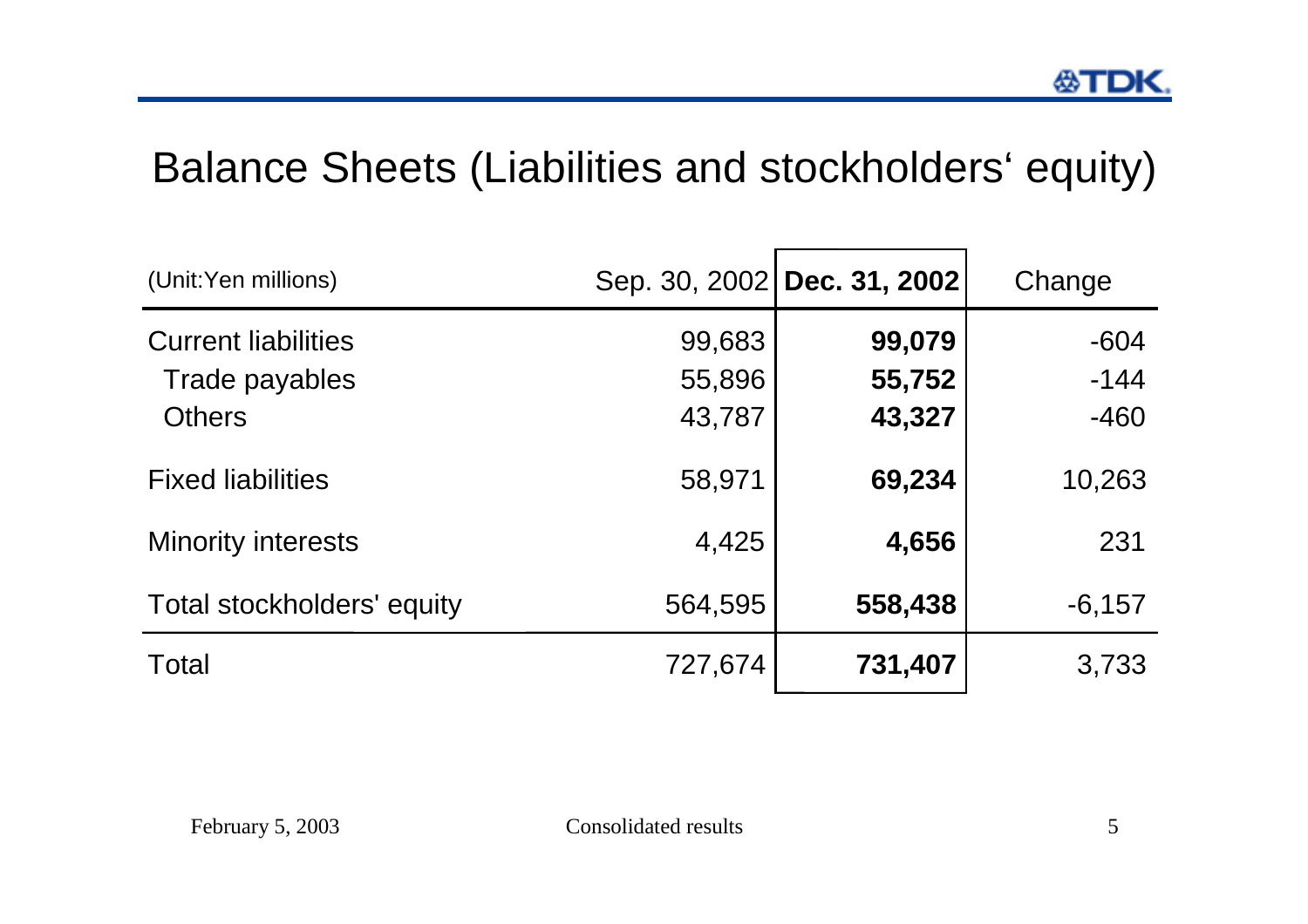# Balance Sheets (Liabilities and stockholders' equity)

| (Unit:Yen millions) | Sep. 30, 2002 | **Dec. 31, 2002** | Change |
|---|---|---|---|
| Current liabilities | 99,683 | **99,079** | -604 |
| Trade payables | 55,896 | **55,752** | -144 |
| Others | 43,787 | **43,327** | -460 |
| Fixed liabilities | 58,971 | **69,234** | 10,263 |
| Minority interests | 4,425 | **4,656** | 231 |
| Total stockholders' equity | 564,595 | **558,438** | -6,157 |
| Total | 727,674 | **731,407** | 3,733 |

February 5, 2003 Consolidated results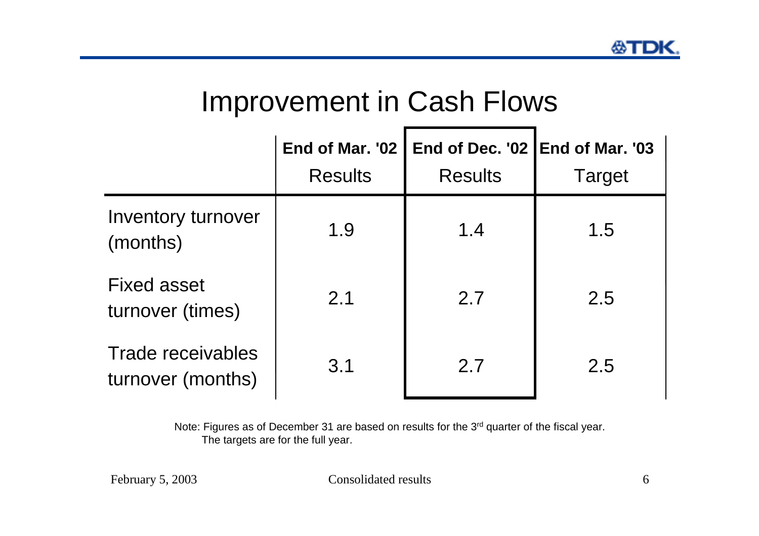# Improvement in Cash Flows

| | End of Mar. '02 Results | End of Dec. '02 Results | End of Mar. '03 Target |
|---|---|---|---|
| Inventory turnover (months) | 1.9 | 1.4 | 1.5 |
| Fixed asset turnover (times) | 2.1 | 2.7 | 2.5 |
| Trade receivables turnover (months) | 3.1 | 2.7 | 2.5 |

Note: Figures as of December 31 are based on results for the 3rd quarter of the fiscal year.
The targets are for the full year.

February 5, 2003 Consolidated results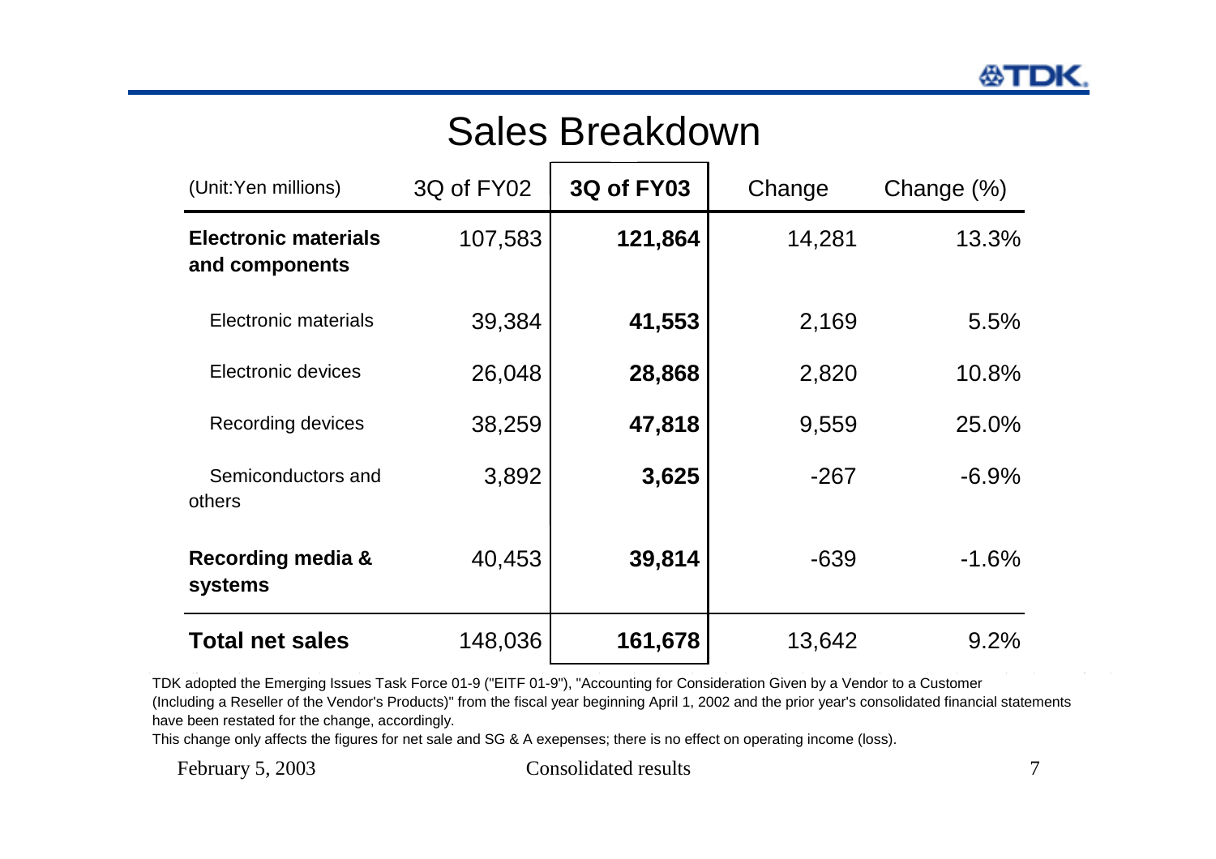# Sales Breakdown

| (Unit:Yen millions) | 3Q of FY02 | **3Q of FY03** | Change | Change (%) |
|---|---|---|---|---|
| **Electronic materials and components** | 107,583 | **121,864** | 14,281 | 13.3% |
| Electronic materials | 39,384 | **41,553** | 2,169 | 5.5% |
| Electronic devices | 26,048 | **28,868** | 2,820 | 10.8% |
| Recording devices | 38,259 | **47,818** | 9,559 | 25.0% |
| Semiconductors and others | 3,892 | **3,625** | -267 | -6.9% |
| **Recording media & systems** | 40,453 | **39,814** | -639 | -1.6% |
| **Total net sales** | 148,036 | **161,678** | 13,642 | 9.2% |

TDK adopted the Emerging Issues Task Force 01-9 ("EITF 01-9"), "Accounting for Consideration Given by a Vendor to a Customer (Including a Reseller of the Vendor's Products)" from the fiscal year beginning April 1, 2002 and the prior year's consolidated financial statements have been restated for the change, accordingly.

This change only affects the figures for net sale and SG & A exepenses; there is no effect on operating income (loss).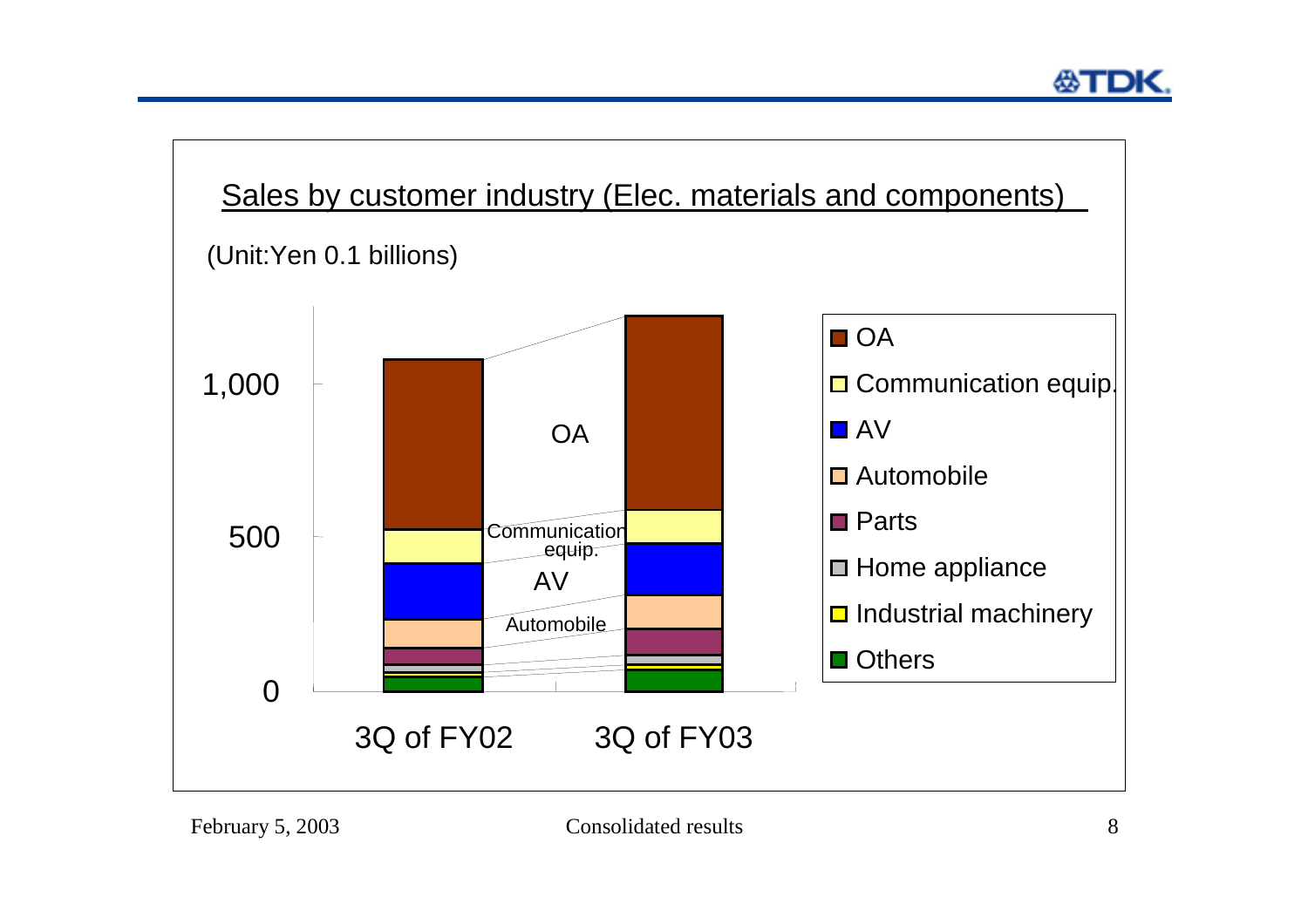## Sales by customer industry (Elec. materials and components)

(Unit:Yen 0.1 billions)

1,000

500

0

OA

Communication equip.

AV

Automobile

3Q of FY02

3Q of FY03

- OA
- Communication equip.
- AV
- Automobile
- Parts
- Home appliance
- Industrial machinery
- Others

February 5, 2003

Consolidated results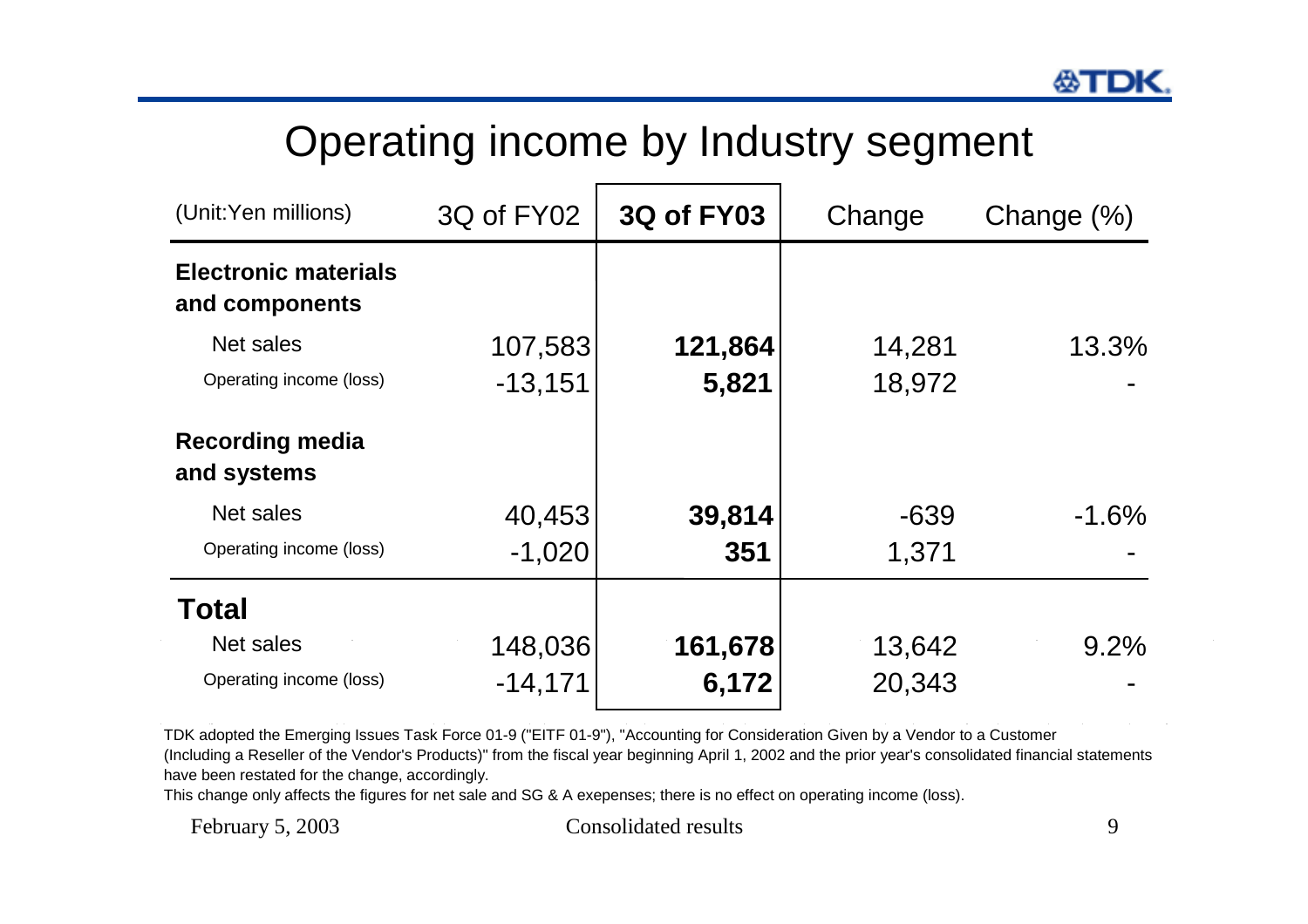# Operating income by Industry segment

| (Unit:Yen millions) | 3Q of FY02 | **3Q of FY03** | Change | Change (%) |
|---|---|---|---|---|
| **Electronic materials and components** | | | | |
| Net sales | 107,583 | **121,864** | 14,281 | 13.3% |
| Operating income (loss) | -13,151 | **5,821** | 18,972 | - |
| **Recording media and systems** | | | | |
| Net sales | 40,453 | **39,814** | -639 | -1.6% |
| Operating income (loss) | -1,020 | **351** | 1,371 | - |
| **Total** | | | | |
| Net sales | 148,036 | **161,678** | 13,642 | 9.2% |
| Operating income (loss) | -14,171 | **6,172** | 20,343 | - |

TDK adopted the Emerging Issues Task Force 01-9 ("EITF 01-9"), "Accounting for Consideration Given by a Vendor to a Customer (Including a Reseller of the Vendor's Products)" from the fiscal year beginning April 1, 2002 and the prior year's consolidated financial statements have been restated for the change, accordingly.
This change only affects the figures for net sale and SG & A exepenses; there is no effect on operating income (loss).

February 5, 2003 Consolidated results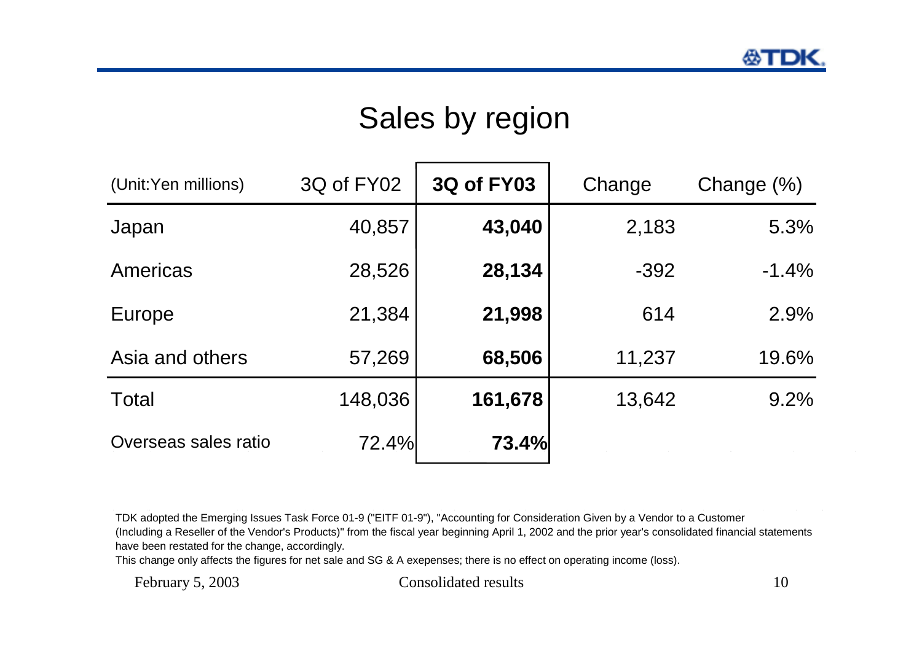# Sales by region

| (Unit:Yen millions) | 3Q of FY02 | **3Q of FY03** | Change | Change (%) |
|---|---|---|---|---|
| Japan | 40,857 | **43,040** | 2,183 | 5.3% |
| Americas | 28,526 | **28,134** | -392 | -1.4% |
| Europe | 21,384 | **21,998** | 614 | 2.9% |
| Asia and others | 57,269 | **68,506** | 11,237 | 19.6% |
| Total | 148,036 | **161,678** | 13,642 | 9.2% |
| Overseas sales ratio | 72.4% | **73.4%** | | |

TDK adopted the Emerging Issues Task Force 01-9 ("EITF 01-9"), "Accounting for Consideration Given by a Vendor to a Customer (Including a Reseller of the Vendor's Products)" from the fiscal year beginning April 1, 2002 and the prior year's consolidated financial statements have been restated for the change, accordingly.
This change only affects the figures for net sale and SG & A exepenses; there is no effect on operating income (loss).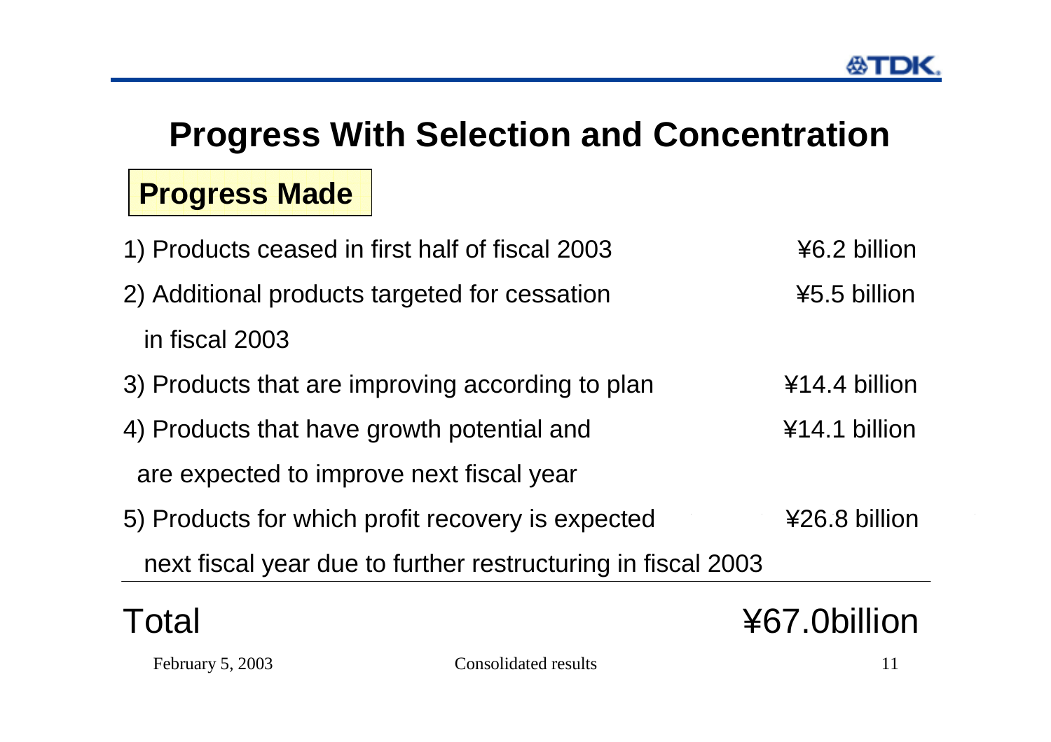# Progress With Selection and Concentration

## Progress Made

| | |
|---|---|
| 1) Products ceased in first half of fiscal 2003 | ¥6.2 billion |
| 2) Additional products targeted for cessation in fiscal 2003 | ¥5.5 billion |
| 3) Products that are improving according to plan | ¥14.4 billion |
| 4) Products that have growth potential and are expected to improve next fiscal year | ¥14.1 billion |
| 5) Products for which profit recovery is expected next fiscal year due to further restructuring in fiscal 2003 | ¥26.8 billion |
| **Total** | **¥67.0billion** |

February 5, 2003 Consolidated results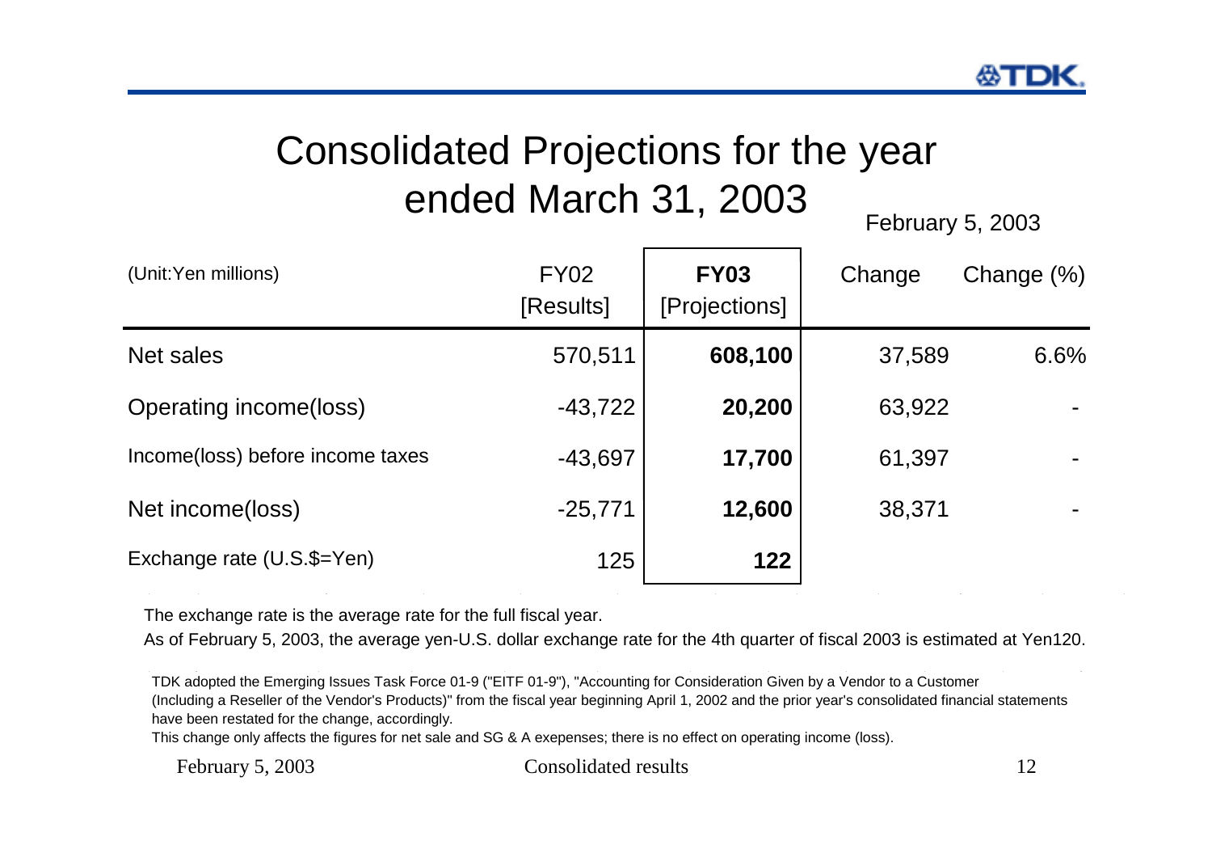# Consolidated Projections for the year ended March 31, 2003

February 5, 2003

| (Unit:Yen millions) | FY02 [Results] | **FY03 [Projections]** | Change | Change (%) |
|---|---|---|---|---|
| Net sales | 570,511 | **608,100** | 37,589 | 6.6% |
| Operating income(loss) | -43,722 | **20,200** | 63,922 | - |
| Income(loss) before income taxes | -43,697 | **17,700** | 61,397 | - |
| Net income(loss) | -25,771 | **12,600** | 38,371 | - |
| Exchange rate (U.S.$=Yen) | 125 | **122** | | |

The exchange rate is the average rate for the full fiscal year.

As of February 5, 2003, the average yen-U.S. dollar exchange rate for the 4th quarter of fiscal 2003 is estimated at Yen120.

TDK adopted the Emerging Issues Task Force 01-9 ("EITF 01-9"), "Accounting for Consideration Given by a Vendor to a Customer (Including a Reseller of the Vendor's Products)" from the fiscal year beginning April 1, 2002 and the prior year's consolidated financial statements have been restated for the change, accordingly.

This change only affects the figures for net sale and SG & A exepenses; there is no effect on operating income (loss).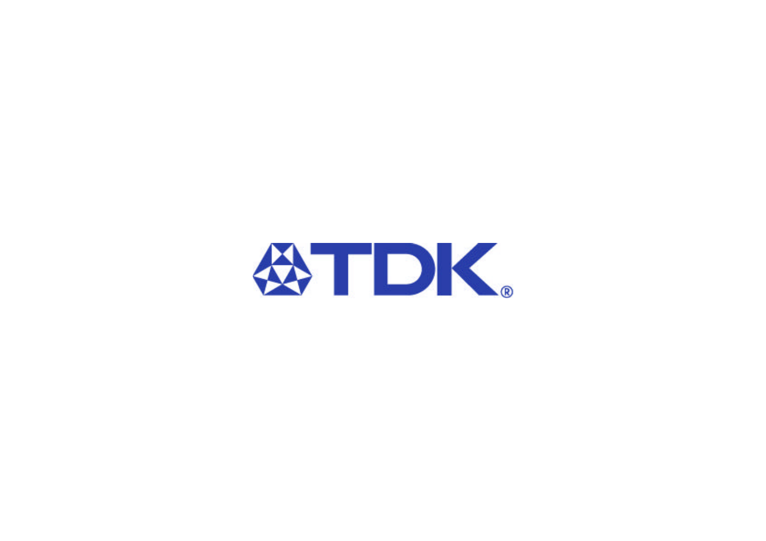TDK®